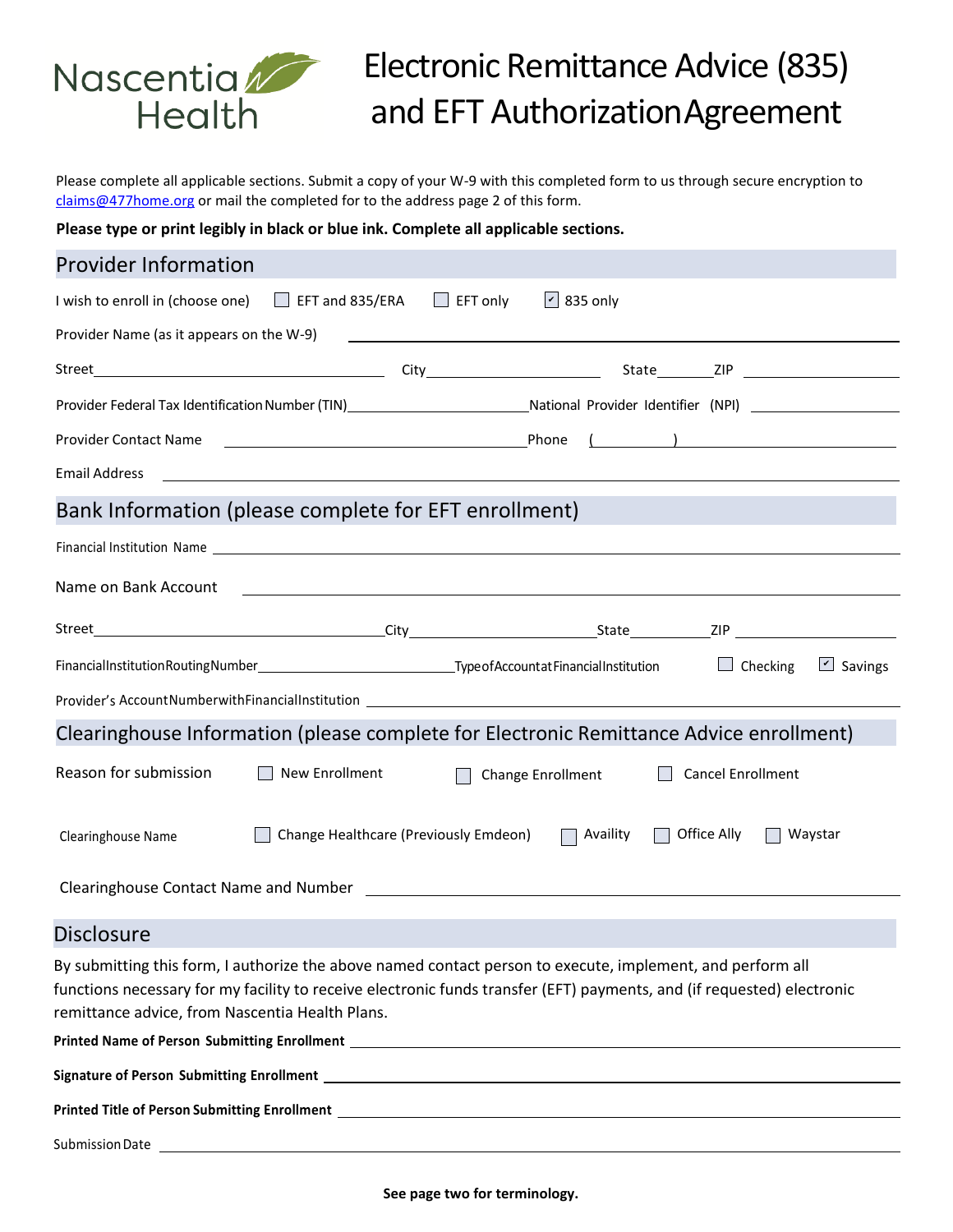Nascentia Health

# Electronic Remittance Advice (835) and EFT Authorization Agreement

Please complete all applicable sections. Submit a copy of your W-9 with this completed form to us through secure encryption to claims@477home.org or mail the completed for to the address page 2 of this form.

**Please type or print legibly in black or blue ink. Complete all applicable sections.**

## Provider Information

I wish to enroll in (choose one) ☐ EFT and 835/ERA ☐ EFT only ☑ 835 only

Provider Name (as it appears on the W-9) ____________________

Street ____________________ City ____________________ State ______ ZIP ____________

Provider Federal Tax Identification Number (TIN) ____________________ National Provider Identifier (NPI) ____________

Provider Contact Name ____________________ Phone ( ) ____________

Email Address ____________________

## Bank Information (please complete for EFT enrollment)

Financial Institution Name ____________________

Name on Bank Account ____________________

Street ____________________ City ____________________ State ______ ZIP ____________

Financial Institution Routing Number ____________________ Type of Account at Financial Institution ☐ Checking ☑ Savings

Provider's Account Number with Financial Institution ____________________

## Clearinghouse Information (please complete for Electronic Remittance Advice enrollment)

Reason for submission ☐ New Enrollment ☐ Change Enrollment ☐ Cancel Enrollment

Clearinghouse Name ☐ Change Healthcare (Previously Emdeon) ☐ Availity ☐ Office Ally ☐ Waystar

Clearinghouse Contact Name and Number ____________________

## Disclosure

By submitting this form, I authorize the above named contact person to execute, implement, and perform all functions necessary for my facility to receive electronic funds transfer (EFT) payments, and (if requested) electronic remittance advice, from Nascentia Health Plans.

**Printed Name of Person Submitting Enrollment** ____________________

**Signature of Person Submitting Enrollment** ____________________

**Printed Title of Person Submitting Enrollment** ____________________

Submission Date ____________________

**See page two for terminology.**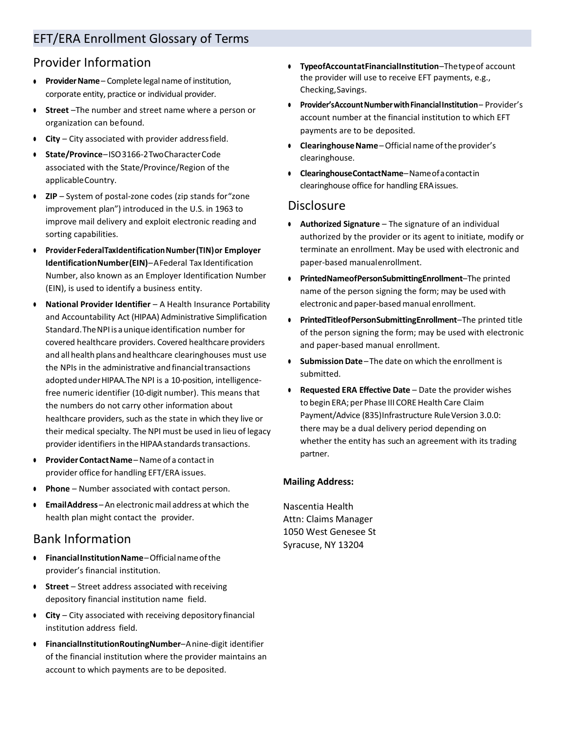# EFT/ERA Enrollment Glossary of Terms

## Provider Information

- **Provider Name** – Complete legal name of institution, corporate entity, practice or individual provider.
- **Street** –The number and street name where a person or organization can be found.
- **City** – City associated with provider address field.
- **State/Province** – ISO 3166-2 Two Character Code associated with the State/Province/Region of the applicable Country.
- **ZIP** – System of postal-zone codes (zip stands for "zone improvement plan") introduced in the U.S. in 1963 to improve mail delivery and exploit electronic reading and sorting capabilities.
- **Provider Federal Tax Identification Number (TIN) or Employer Identification Number (EIN)** – A Federal Tax Identification Number, also known as an Employer Identification Number (EIN), is used to identify a business entity.
- **National Provider Identifier** – A Health Insurance Portability and Accountability Act (HIPAA) Administrative Simplification Standard. The NPI is a unique identification number for covered healthcare providers. Covered healthcare providers and all health plans and healthcare clearinghouses must use the NPIs in the administrative and financial transactions adopted under HIPAA. The NPI is a 10-position, intelligence-free numeric identifier (10-digit number). This means that the numbers do not carry other information about healthcare providers, such as the state in which they live or their medical specialty. The NPI must be used in lieu of legacy provider identifiers in the HIPAA standards transactions.
- **Provider Contact Name** – Name of a contact in provider office for handling EFT/ERA issues.
- **Phone** – Number associated with contact person.
- **Email Address** – An electronic mail address at which the health plan might contact the provider.

## Bank Information

- **Financial Institution Name** – Official name of the provider's financial institution.
- **Street** – Street address associated with receiving depository financial institution name field.
- **City** – City associated with receiving depository financial institution address field.
- **Financial Institution Routing Number** – A nine-digit identifier of the financial institution where the provider maintains an account to which payments are to be deposited.
- **Type of Account at Financial Institution** – The type of account the provider will use to receive EFT payments, e.g., Checking, Savings.
- **Provider's Account Number with Financial Institution** – Provider's account number at the financial institution to which EFT payments are to be deposited.
- **Clearinghouse Name** – Official name of the provider's clearinghouse.
- **Clearinghouse Contact Name** – Name of a contact in clearinghouse office for handling ERA issues.

## Disclosure

- **Authorized Signature** – The signature of an individual authorized by the provider or its agent to initiate, modify or terminate an enrollment. May be used with electronic and paper-based manual enrollment.
- **Printed Name of Person Submitting Enrollment** – The printed name of the person signing the form; may be used with electronic and paper-based manual enrollment.
- **Printed Title of Person Submitting Enrollment** – The printed title of the person signing the form; may be used with electronic and paper-based manual enrollment.
- **Submission Date** – The date on which the enrollment is submitted.
- **Requested ERA Effective Date** – Date the provider wishes to begin ERA; per Phase III CORE Health Care Claim Payment/Advice (835) Infrastructure Rule Version 3.0.0: there may be a dual delivery period depending on whether the entity has such an agreement with its trading partner.

**Mailing Address:**

Nascentia Health
Attn: Claims Manager
1050 West Genesee St
Syracuse, NY 13204